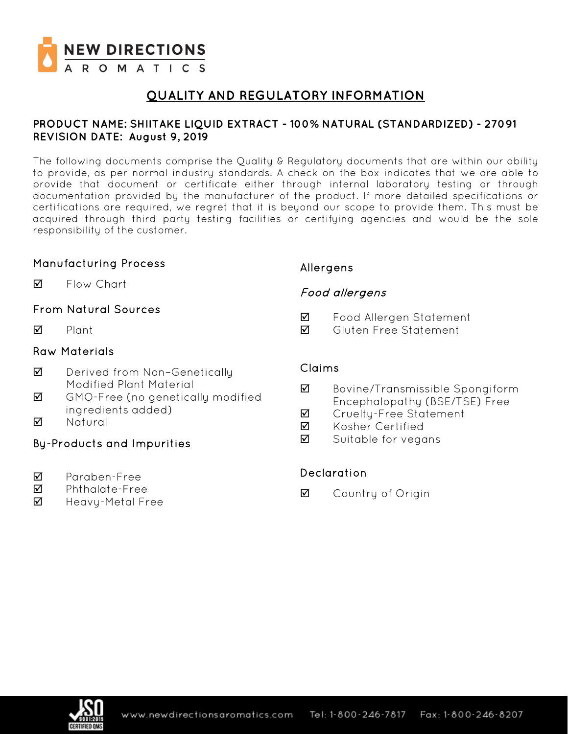# NEW DIRECTIONS AROMATICS

## QUALITY AND REGULATORY INFORMATION

**PRODUCT NAME: SHIITAKE LIQUID EXTRACT - 100% NATURAL (STANDARDIZED) - 27091**
**REVISION DATE: August 9, 2019**

The following documents comprise the Quality & Regulatory documents that are within our ability to provide, as per normal industry standards. A check on the box indicates that we are able to provide that document or certificate either through internal laboratory testing or through documentation provided by the manufacturer of the product. If more detailed specifications or certifications are required, we regret that it is beyond our scope to provide them. This must be acquired through third party testing facilities or certifying agencies and would be the sole responsibility of the customer.

### Manufacturing Process

- ☑ Flow Chart

### From Natural Sources

- ☑ Plant

### Raw Materials

- ☑ Derived from Non-Genetically Modified Plant Material
- ☑ GMO-Free (no genetically modified ingredients added)
- ☑ Natural

### By-Products and Impurities

- ☑ Paraben-Free
- ☑ Phthalate-Free
- ☑ Heavy-Metal Free

### Allergens

*Food allergens*

- ☑ Food Allergen Statement
- ☑ Gluten Free Statement

### Claims

- ☑ Bovine/Transmissible Spongiform Encephalopathy (BSE/TSE) Free
- ☑ Cruelty-Free Statement
- ☑ Kosher Certified
- ☑ Suitable for vegans

### Declaration

- ☑ Country of Origin

www.newdirectionsaromatics.com Tel: 1-800-246-7817 Fax: 1-800-246-8207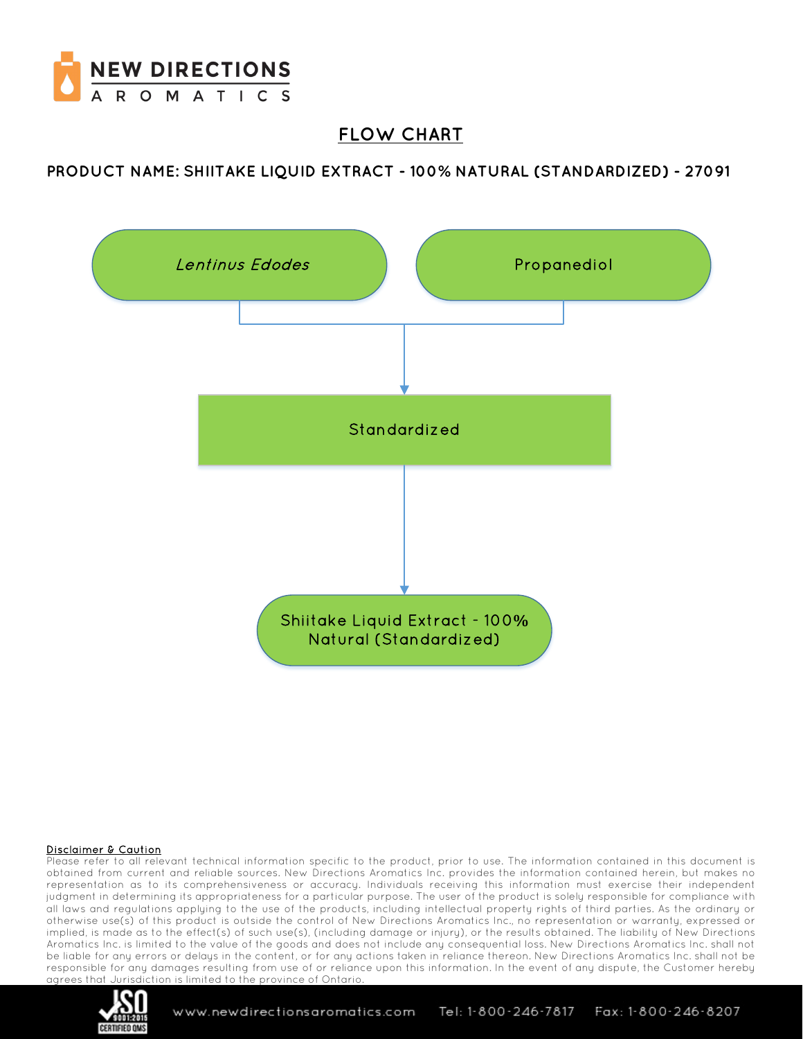# FLOW CHART

**PRODUCT NAME: SHIITAKE LIQUID EXTRACT - 100% NATURAL (STANDARDIZED) - 27091**

*Lentinus Edodes*

Propanediol

Standardized

Shiitake Liquid Extract - 100% Natural (Standardized)

**Disclaimer & Caution**

Please refer to all relevant technical information specific to the product, prior to use. The information contained in this document is obtained from current and reliable sources. New Directions Aromatics Inc. provides the information contained herein, but makes no representation as to its comprehensiveness or accuracy. Individuals receiving this information must exercise their independent judgment in determining its appropriateness for a particular purpose. The user of the product is solely responsible for compliance with all laws and regulations applying to the use of the products, including intellectual property rights of third parties. As the ordinary or otherwise use(s) of this product is outside the control of New Directions Aromatics Inc., no representation or warranty, expressed or implied, is made as to the effect(s) of such use(s), (including damage or injury), or the results obtained. The liability of New Directions Aromatics Inc. is limited to the value of the goods and does not include any consequential loss. New Directions Aromatics Inc. shall not be liable for any errors or delays in the content, or for any actions taken in reliance thereon. New Directions Aromatics Inc. shall not be responsible for any damages resulting from use of or reliance upon this information. In the event of any dispute, the Customer hereby agrees that Jurisdiction is limited to the province of Ontario.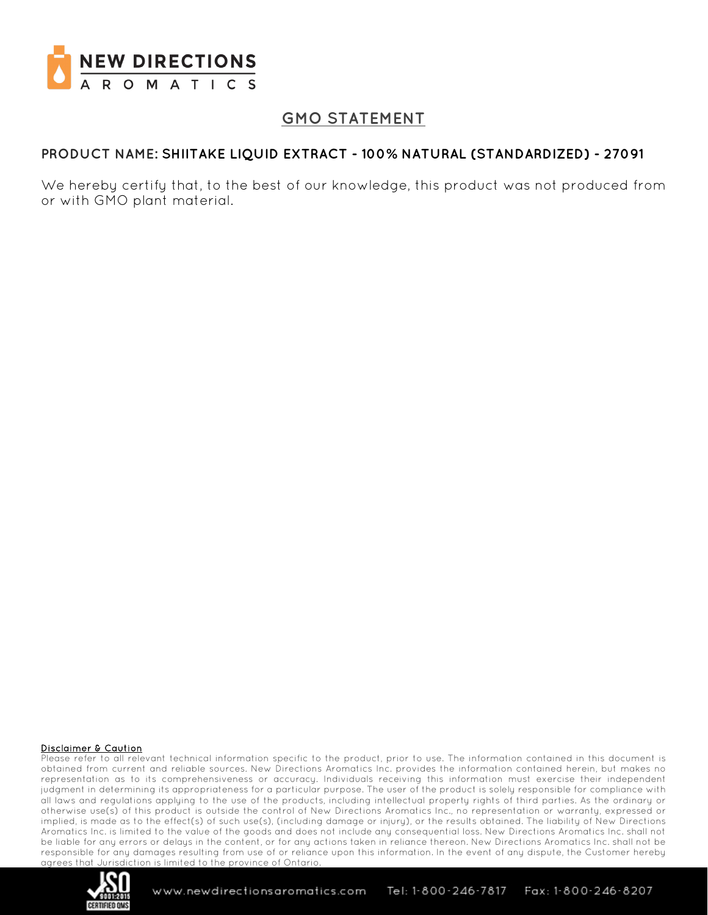# GMO STATEMENT

**PRODUCT NAME: SHIITAKE LIQUID EXTRACT - 100% NATURAL (STANDARDIZED) - 27091**

We hereby certify that, to the best of our knowledge, this product was not produced from or with GMO plant material.

**Disclaimer & Caution**

Please refer to all relevant technical information specific to the product, prior to use. The information contained in this document is obtained from current and reliable sources. New Directions Aromatics Inc. provides the information contained herein, but makes no representation as to its comprehensiveness or accuracy. Individuals receiving this information must exercise their independent judgment in determining its appropriateness for a particular purpose. The user of the product is solely responsible for compliance with all laws and regulations applying to the use of the products, including intellectual property rights of third parties. As the ordinary or otherwise use(s) of this product is outside the control of New Directions Aromatics Inc., no representation or warranty, expressed or implied, is made as to the effect(s) of such use(s), (including damage or injury), or the results obtained. The liability of New Directions Aromatics Inc. is limited to the value of the goods and does not include any consequential loss. New Directions Aromatics Inc. shall not be liable for any errors or delays in the content, or for any actions taken in reliance thereon. New Directions Aromatics Inc. shall not be responsible for any damages resulting from use of or reliance upon this information. In the event of any dispute, the Customer hereby agrees that Jurisdiction is limited to the province of Ontario.

www.newdirectionsaromatics.com Tel: 1-800-246-7817 Fax: 1-800-246-8207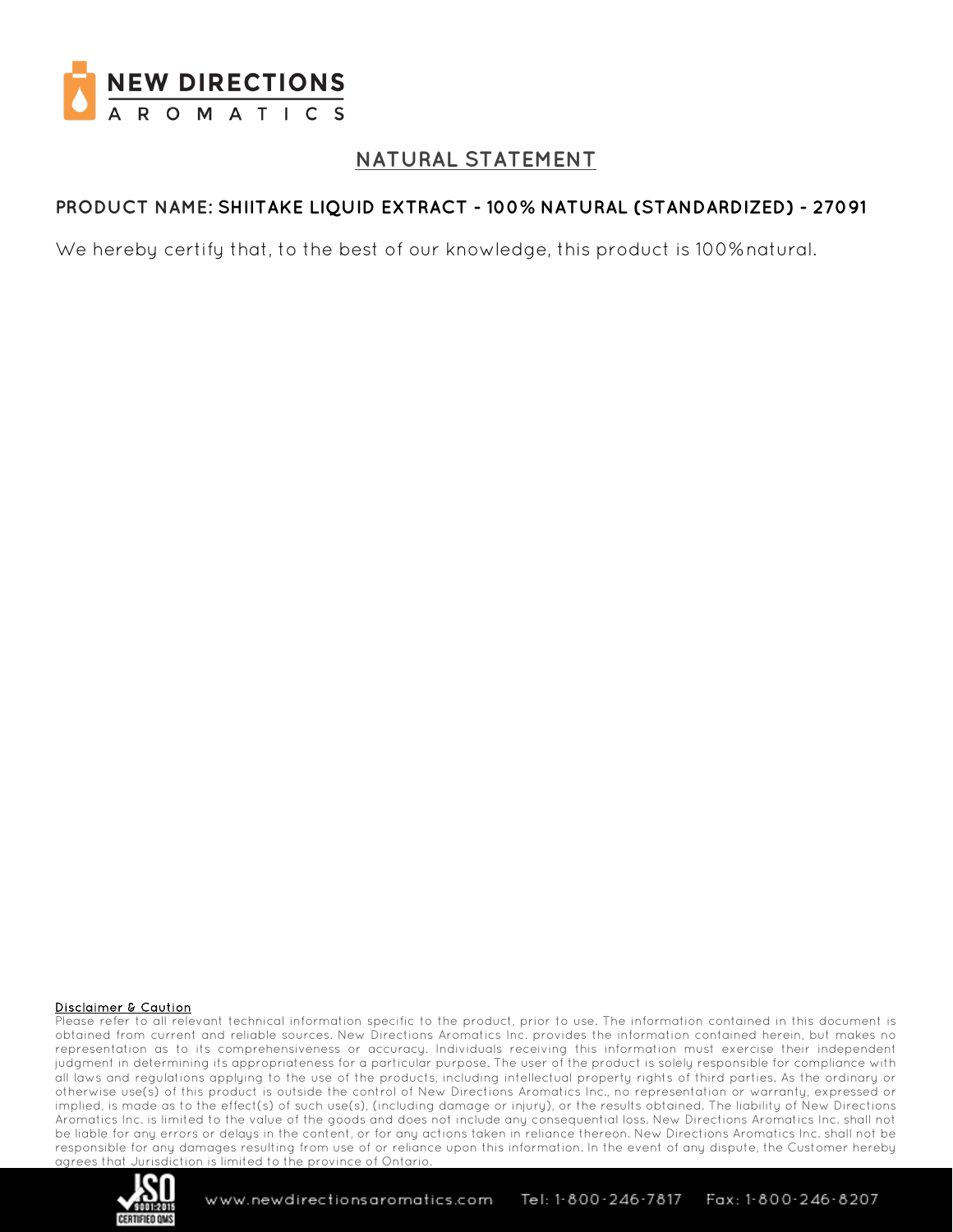# NATURAL STATEMENT

**PRODUCT NAME: SHIITAKE LIQUID EXTRACT - 100% NATURAL (STANDARDIZED) - 27091**

We hereby certify that, to the best of our knowledge, this product is 100% natural.

**Disclaimer & Caution**

Please refer to all relevant technical information specific to the product, prior to use. The information contained in this document is obtained from current and reliable sources. New Directions Aromatics Inc. provides the information contained herein, but makes no representation as to its comprehensiveness or accuracy. Individuals receiving this information must exercise their independent judgment in determining its appropriateness for a particular purpose. The user of the product is solely responsible for compliance with all laws and regulations applying to the use of the products, including intellectual property rights of third parties. As the ordinary or otherwise use(s) of this product is outside the control of New Directions Aromatics Inc., no representation or warranty, expressed or implied, is made as to the effect(s) of such use(s), (including damage or injury), or the results obtained. The liability of New Directions Aromatics Inc. is limited to the value of the goods and does not include any consequential loss. New Directions Aromatics Inc. shall not be liable for any errors or delays in the content, or for any actions taken in reliance thereon. New Directions Aromatics Inc. shall not be responsible for any damages resulting from use of or reliance upon this information. In the event of any dispute, the Customer hereby agrees that Jurisdiction is limited to the province of Ontario.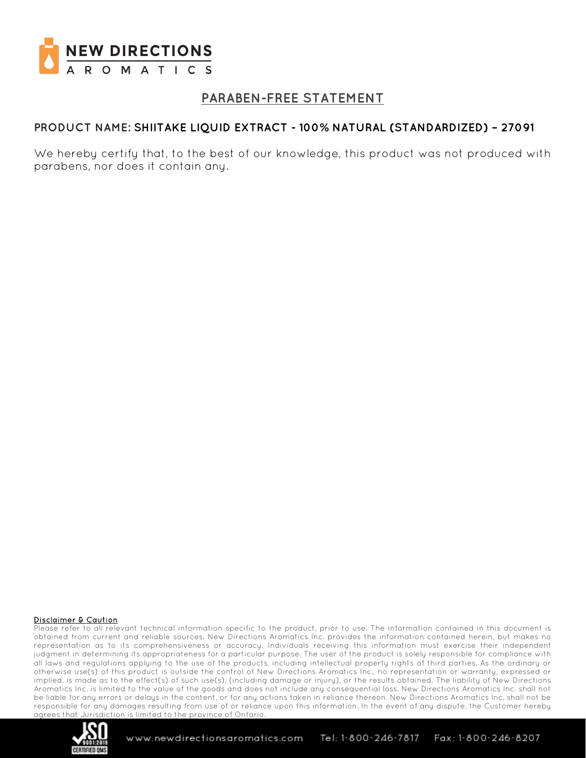# PARABEN-FREE STATEMENT

**PRODUCT NAME: SHIITAKE LIQUID EXTRACT - 100% NATURAL (STANDARDIZED) – 27091**

We hereby certify that, to the best of our knowledge, this product was not produced with parabens, nor does it contain any.

**Disclaimer & Caution**

Please refer to all relevant technical information specific to the product, prior to use. The information contained in this document is obtained from current and reliable sources. New Directions Aromatics Inc. provides the information contained herein, but makes no representation as to its comprehensiveness or accuracy. Individuals receiving this information must exercise their independent judgment in determining its appropriateness for a particular purpose. The user of the product is solely responsible for compliance with all laws and regulations applying to the use of the products, including intellectual property rights of third parties. As the ordinary or otherwise use(s) of this product is outside the control of New Directions Aromatics Inc., no representation or warranty, expressed or implied, is made as to the effect(s) of such use(s), (including damage or injury), or the results obtained. The liability of New Directions Aromatics Inc. is limited to the value of the goods and does not include any consequential loss. New Directions Aromatics Inc. shall not be liable for any errors or delays in the content, or for any actions taken in reliance thereon. New Directions Aromatics Inc. shall not be responsible for any damages resulting from use of or reliance upon this information. In the event of any dispute, the Customer hereby agrees that Jurisdiction is limited to the province of Ontario.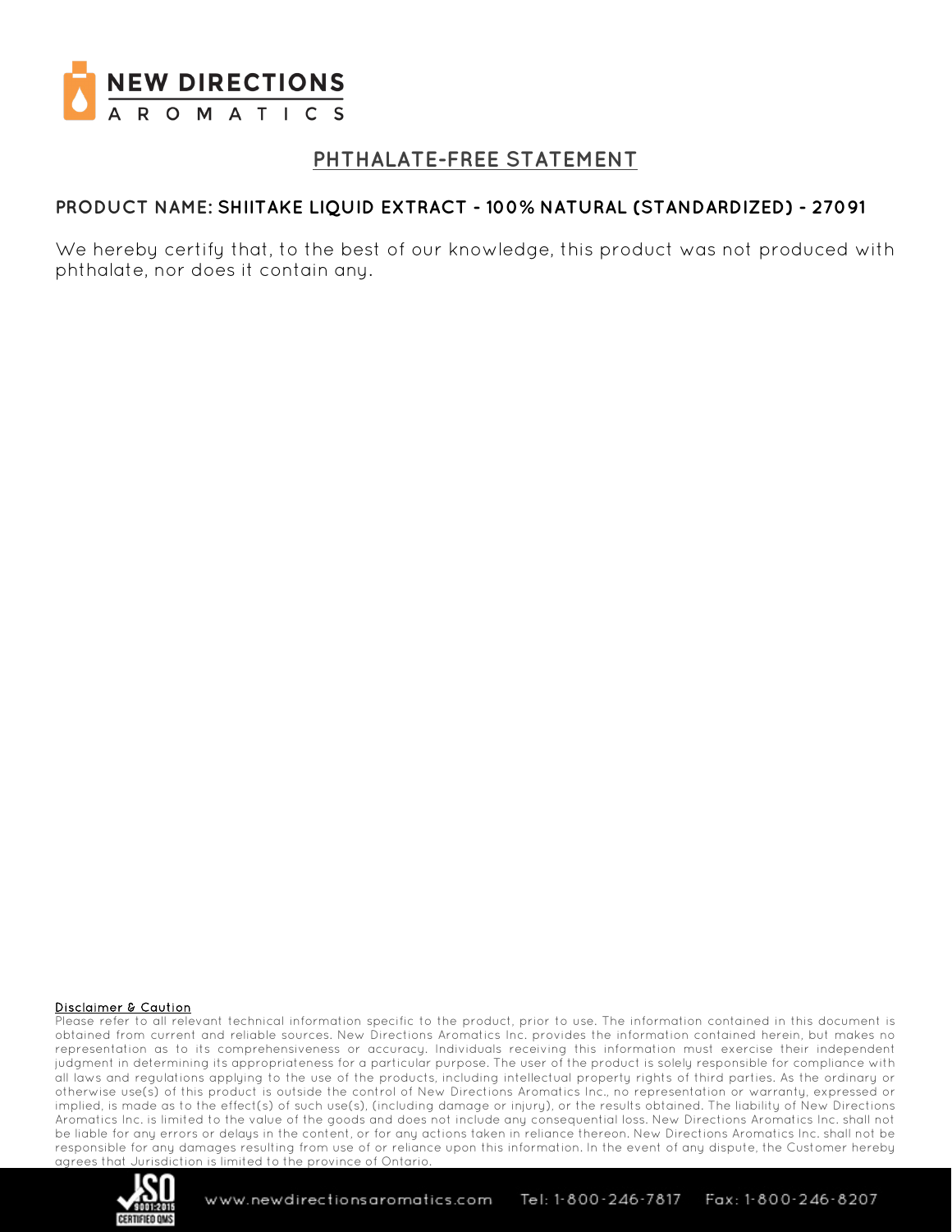# PHTHALATE-FREE STATEMENT

**PRODUCT NAME: SHIITAKE LIQUID EXTRACT - 100% NATURAL (STANDARDIZED) - 27091**

We hereby certify that, to the best of our knowledge, this product was not produced with phthalate, nor does it contain any.

**Disclaimer & Caution**

Please refer to all relevant technical information specific to the product, prior to use. The information contained in this document is obtained from current and reliable sources. New Directions Aromatics Inc. provides the information contained herein, but makes no representation as to its comprehensiveness or accuracy. Individuals receiving this information must exercise their independent judgment in determining its appropriateness for a particular purpose. The user of the product is solely responsible for compliance with all laws and regulations applying to the use of the products, including intellectual property rights of third parties. As the ordinary or otherwise use(s) of this product is outside the control of New Directions Aromatics Inc., no representation or warranty, expressed or implied, is made as to the effect(s) of such use(s), (including damage or injury), or the results obtained. The liability of New Directions Aromatics Inc. is limited to the value of the goods and does not include any consequential loss. New Directions Aromatics Inc. shall not be liable for any errors or delays in the content, or for any actions taken in reliance thereon. New Directions Aromatics Inc. shall not be responsible for any damages resulting from use of or reliance upon this information. In the event of any dispute, the Customer hereby agrees that Jurisdiction is limited to the province of Ontario.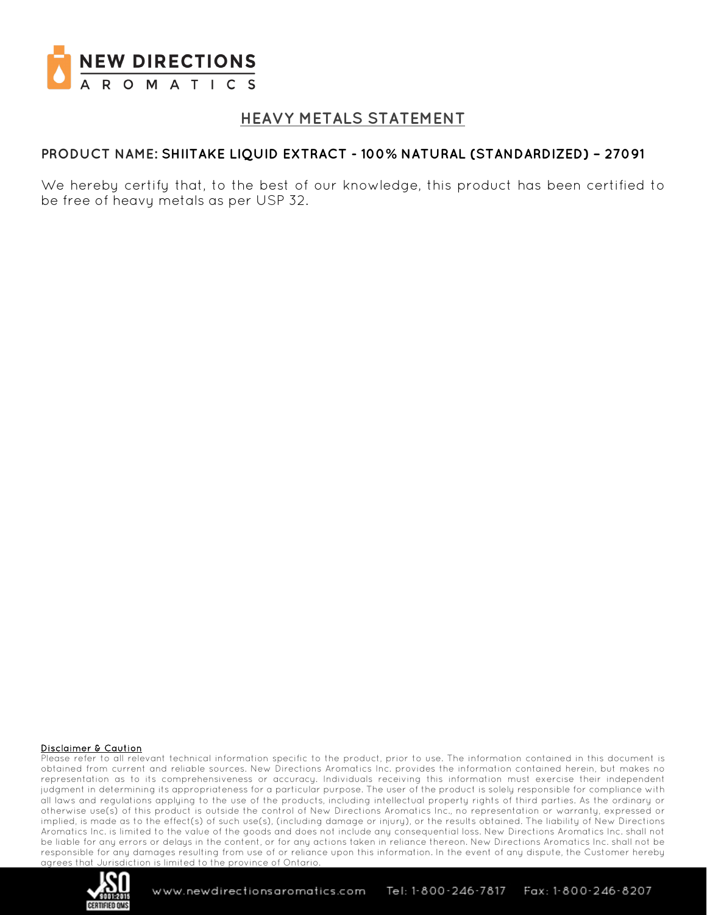# HEAVY METALS STATEMENT

**PRODUCT NAME: SHIITAKE LIQUID EXTRACT - 100% NATURAL (STANDARDIZED) – 27091**

We hereby certify that, to the best of our knowledge, this product has been certified to be free of heavy metals as per USP 32.

**Disclaimer & Caution**

Please refer to all relevant technical information specific to the product, prior to use. The information contained in this document is obtained from current and reliable sources. New Directions Aromatics Inc. provides the information contained herein, but makes no representation as to its comprehensiveness or accuracy. Individuals receiving this information must exercise their independent judgment in determining its appropriateness for a particular purpose. The user of the product is solely responsible for compliance with all laws and regulations applying to the use of the products, including intellectual property rights of third parties. As the ordinary or otherwise use(s) of this product is outside the control of New Directions Aromatics Inc., no representation or warranty, expressed or implied, is made as to the effect(s) of such use(s), (including damage or injury), or the results obtained. The liability of New Directions Aromatics Inc. is limited to the value of the goods and does not include any consequential loss. New Directions Aromatics Inc. shall not be liable for any errors or delays in the content, or for any actions taken in reliance thereon. New Directions Aromatics Inc. shall not be responsible for any damages resulting from use of or reliance upon this information. In the event of any dispute, the Customer hereby agrees that Jurisdiction is limited to the province of Ontario.

www.newdirectionsaromatics.com Tel: 1-800-246-7817 Fax: 1-800-246-8207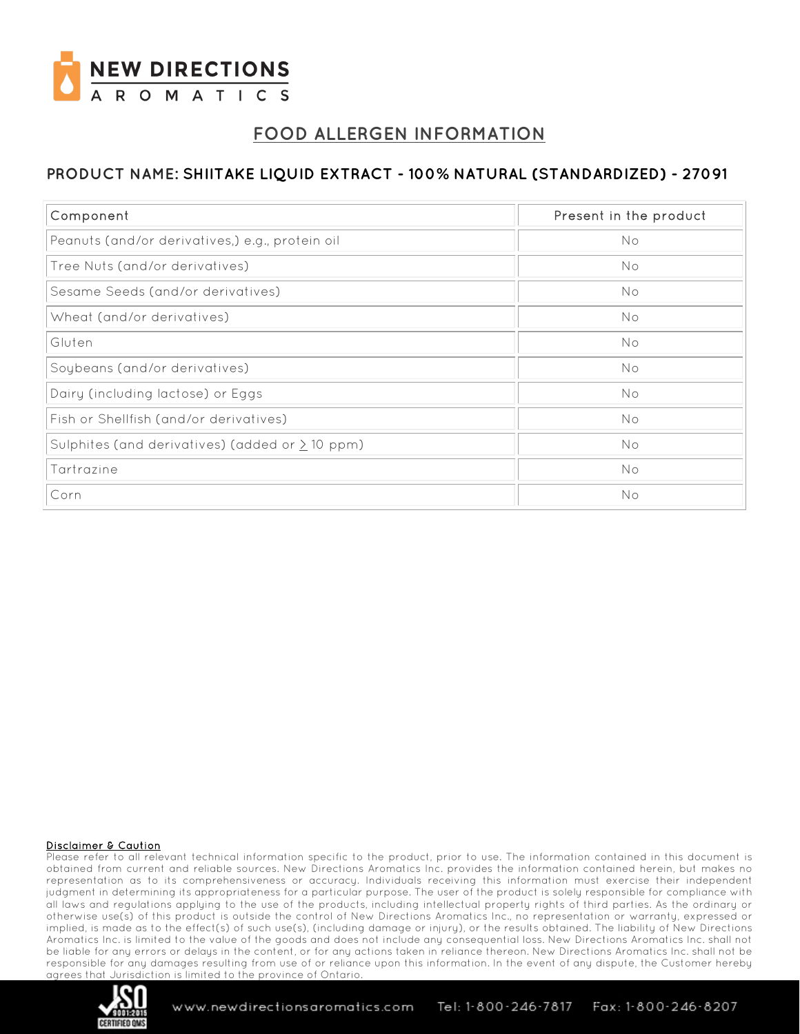# FOOD ALLERGEN INFORMATION

## PRODUCT NAME: SHIITAKE LIQUID EXTRACT - 100% NATURAL (STANDARDIZED) - 27091

| Component | Present in the product |
|---|---|
| Peanuts (and/or derivatives,) e.g., protein oil | No |
| Tree Nuts (and/or derivatives) | No |
| Sesame Seeds (and/or derivatives) | No |
| Wheat (and/or derivatives) | No |
| Gluten | No |
| Soybeans (and/or derivatives) | No |
| Dairy (including lactose) or Eggs | No |
| Fish or Shellfish (and/or derivatives) | No |
| Sulphites (and derivatives) (added or $\geq$ 10 ppm) | No |
| Tartrazine | No |
| Corn | No |

**Disclaimer & Caution**

Please refer to all relevant technical information specific to the product, prior to use. The information contained in this document is obtained from current and reliable sources. New Directions Aromatics Inc. provides the information contained herein, but makes no representation as to its comprehensiveness or accuracy. Individuals receiving this information must exercise their independent judgment in determining its appropriateness for a particular purpose. The user of the product is solely responsible for compliance with all laws and regulations applying to the use of the products, including intellectual property rights of third parties. As the ordinary or otherwise use(s) of this product is outside the control of New Directions Aromatics Inc., no representation or warranty, expressed or implied, is made as to the effect(s) of such use(s), (including damage or injury), or the results obtained. The liability of New Directions Aromatics Inc. is limited to the value of the goods and does not include any consequential loss. New Directions Aromatics Inc. shall not be liable for any errors or delays in the content, or for any actions taken in reliance thereon. New Directions Aromatics Inc. shall not be responsible for any damages resulting from use of or reliance upon this information. In the event of any dispute, the Customer hereby agrees that Jurisdiction is limited to the province of Ontario.

www.newdirectionsaromatics.com Tel: 1-800-246-7817 Fax: 1-800-246-8207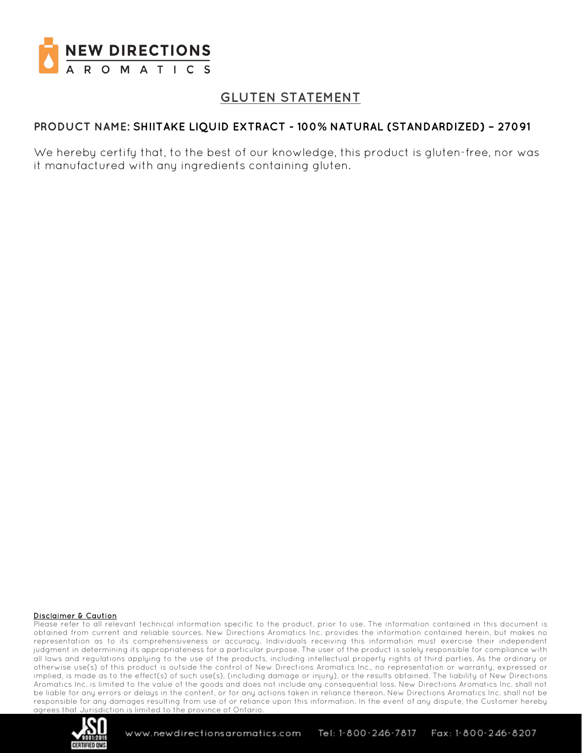**NEW DIRECTIONS AROMATICS**

# GLUTEN STATEMENT

**PRODUCT NAME: SHIITAKE LIQUID EXTRACT - 100% NATURAL (STANDARDIZED) – 27091**

We hereby certify that, to the best of our knowledge, this product is gluten-free, nor was it manufactured with any ingredients containing gluten.

**Disclaimer & Caution**

Please refer to all relevant technical information specific to the product, prior to use. The information contained in this document is obtained from current and reliable sources. New Directions Aromatics Inc. provides the information contained herein, but makes no representation as to its comprehensiveness or accuracy. Individuals receiving this information must exercise their independent judgment in determining its appropriateness for a particular purpose. The user of the product is solely responsible for compliance with all laws and regulations applying to the use of the products, including intellectual property rights of third parties. As the ordinary or otherwise use(s) of this product is outside the control of New Directions Aromatics Inc., no representation or warranty, expressed or implied, is made as to the effect(s) of such use(s), (including damage or injury), or the results obtained. The liability of New Directions Aromatics Inc. is limited to the value of the goods and does not include any consequential loss. New Directions Aromatics Inc. shall not be liable for any errors or delays in the content, or for any actions taken in reliance thereon. New Directions Aromatics Inc. shall not be responsible for any damages resulting from use of or reliance upon this information. In the event of any dispute, the Customer hereby agrees that Jurisdiction is limited to the province of Ontario.

ISO 9001:2015 CERTIFIED QMS

www.newdirectionsaromatics.com Tel: 1-800-246-7817 Fax: 1-800-246-8207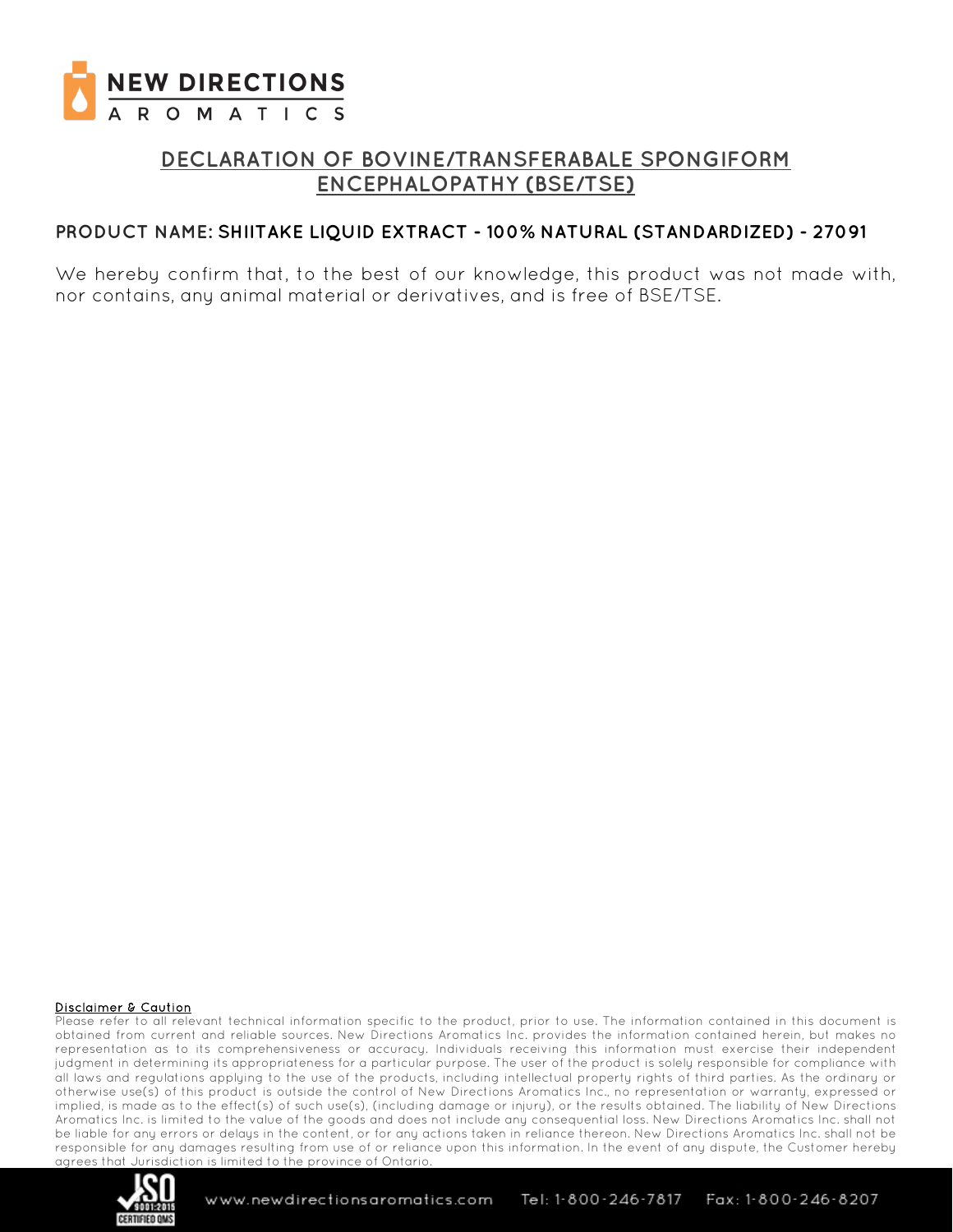NEW DIRECTIONS
AROMATICS

# DECLARATION OF BOVINE/TRANSFERABALE SPONGIFORM ENCEPHALOPATHY (BSE/TSE)

**PRODUCT NAME: SHIITAKE LIQUID EXTRACT - 100% NATURAL (STANDARDIZED) - 27091**

We hereby confirm that, to the best of our knowledge, this product was not made with, nor contains, any animal material or derivatives, and is free of BSE/TSE.

**Disclaimer & Caution**

Please refer to all relevant technical information specific to the product, prior to use. The information contained in this document is obtained from current and reliable sources. New Directions Aromatics Inc. provides the information contained herein, but makes no representation as to its comprehensiveness or accuracy. Individuals receiving this information must exercise their independent judgment in determining its appropriateness for a particular purpose. The user of the product is solely responsible for compliance with all laws and regulations applying to the use of the products, including intellectual property rights of third parties. As the ordinary or otherwise use(s) of this product is outside the control of New Directions Aromatics Inc., no representation or warranty, expressed or implied, is made as to the effect(s) of such use(s), (including damage or injury), or the results obtained. The liability of New Directions Aromatics Inc. is limited to the value of the goods and does not include any consequential loss. New Directions Aromatics Inc. shall not be liable for any errors or delays in the content, or for any actions taken in reliance thereon. New Directions Aromatics Inc. shall not be responsible for any damages resulting from use of or reliance upon this information. In the event of any dispute, the Customer hereby agrees that Jurisdiction is limited to the province of Ontario.

ISO 9001:2015 CERTIFIED QMS

www.newdirectionsaromatics.com Tel: 1-800-246-7817 Fax: 1-800-246-8207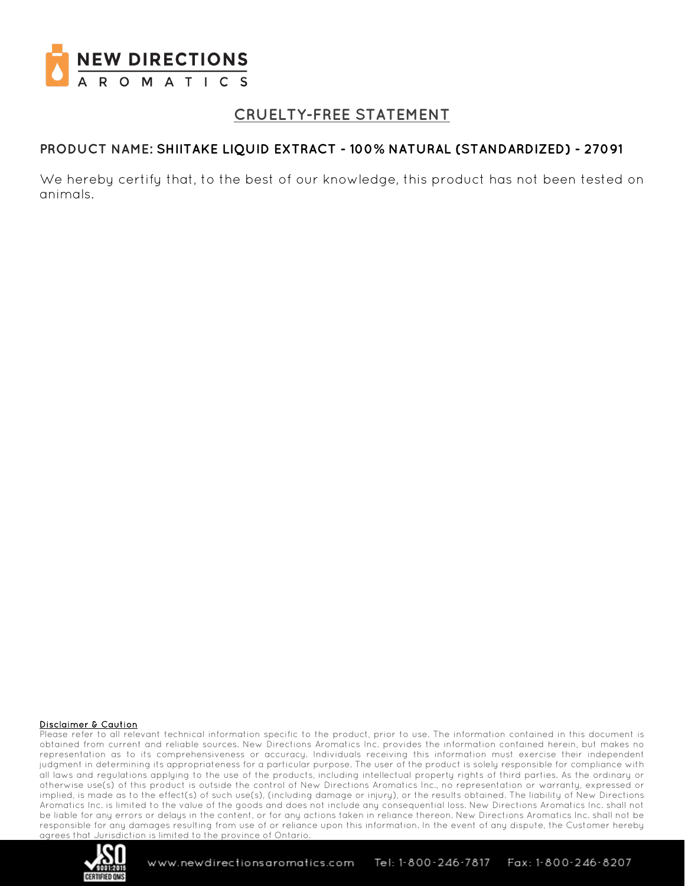# CRUELTY-FREE STATEMENT

**PRODUCT NAME: SHIITAKE LIQUID EXTRACT - 100% NATURAL (STANDARDIZED) - 27091**

We hereby certify that, to the best of our knowledge, this product has not been tested on animals.

**Disclaimer & Caution**

Please refer to all relevant technical information specific to the product, prior to use. The information contained in this document is obtained from current and reliable sources. New Directions Aromatics Inc. provides the information contained herein, but makes no representation as to its comprehensiveness or accuracy. Individuals receiving this information must exercise their independent judgment in determining its appropriateness for a particular purpose. The user of the product is solely responsible for compliance with all laws and regulations applying to the use of the products, including intellectual property rights of third parties. As the ordinary or otherwise use(s) of this product is outside the control of New Directions Aromatics Inc., no representation or warranty, expressed or implied, is made as to the effect(s) of such use(s), (including damage or injury), or the results obtained. The liability of New Directions Aromatics Inc. is limited to the value of the goods and does not include any consequential loss. New Directions Aromatics Inc. shall not be liable for any errors or delays in the content, or for any actions taken in reliance thereon. New Directions Aromatics Inc. shall not be responsible for any damages resulting from use of or reliance upon this information. In the event of any dispute, the Customer hereby agrees that Jurisdiction is limited to the province of Ontario.

www.newdirectionsaromatics.com Tel: 1-800-246-7817 Fax: 1-800-246-8207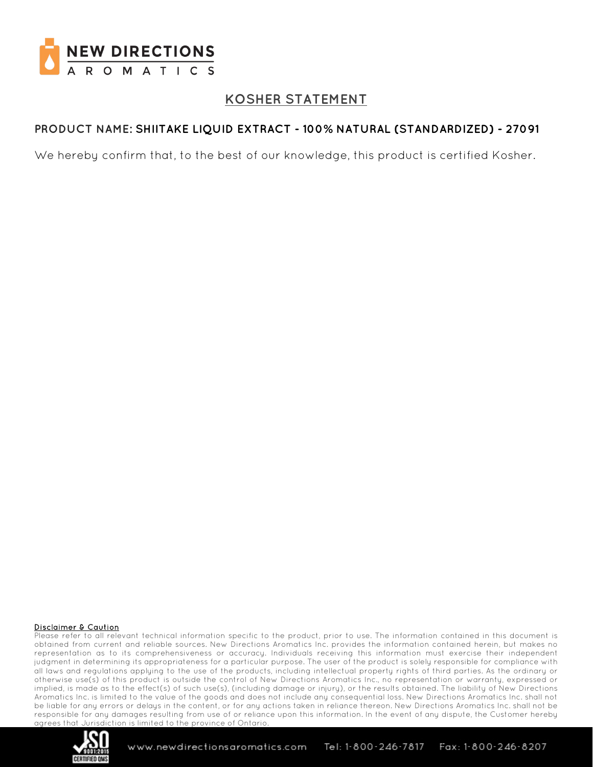# KOSHER STATEMENT

**PRODUCT NAME: SHIITAKE LIQUID EXTRACT - 100% NATURAL (STANDARDIZED) - 27091**

We hereby confirm that, to the best of our knowledge, this product is certified Kosher.

**Disclaimer & Caution**

Please refer to all relevant technical information specific to the product, prior to use. The information contained in this document is obtained from current and reliable sources. New Directions Aromatics Inc. provides the information contained herein, but makes no representation as to its comprehensiveness or accuracy. Individuals receiving this information must exercise their independent judgment in determining its appropriateness for a particular purpose. The user of the product is solely responsible for compliance with all laws and regulations applying to the use of the products, including intellectual property rights of third parties. As the ordinary or otherwise use(s) of this product is outside the control of New Directions Aromatics Inc., no representation or warranty, expressed or implied, is made as to the effect(s) of such use(s), (including damage or injury), or the results obtained. The liability of New Directions Aromatics Inc. is limited to the value of the goods and does not include any consequential loss. New Directions Aromatics Inc. shall not be liable for any errors or delays in the content, or for any actions taken in reliance thereon. New Directions Aromatics Inc. shall not be responsible for any damages resulting from use of or reliance upon this information. In the event of any dispute, the Customer hereby agrees that Jurisdiction is limited to the province of Ontario.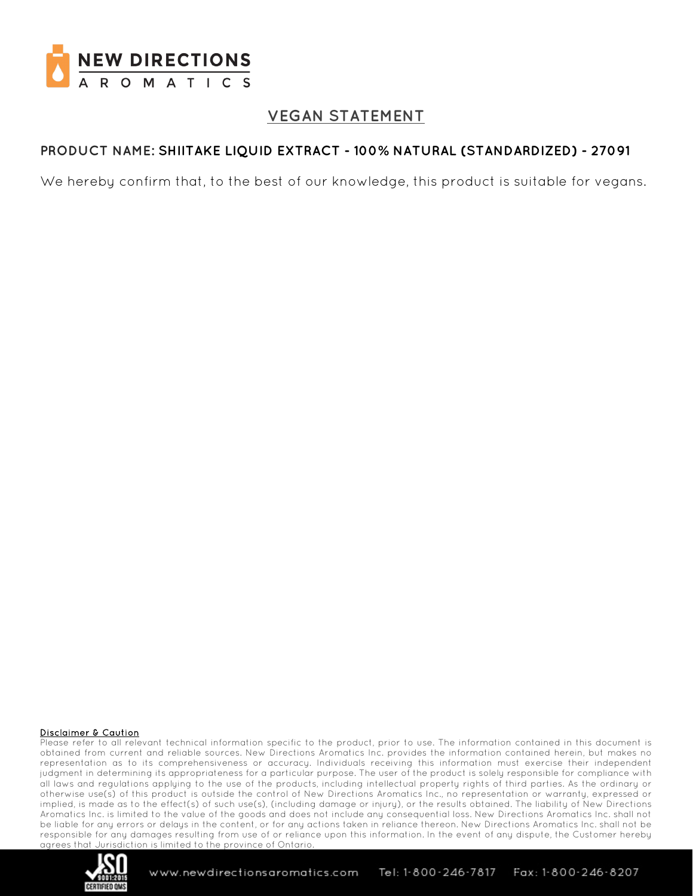# VEGAN STATEMENT

**PRODUCT NAME: SHIITAKE LIQUID EXTRACT - 100% NATURAL (STANDARDIZED) - 27091**

We hereby confirm that, to the best of our knowledge, this product is suitable for vegans.

**Disclaimer & Caution**

Please refer to all relevant technical information specific to the product, prior to use. The information contained in this document is obtained from current and reliable sources. New Directions Aromatics Inc. provides the information contained herein, but makes no representation as to its comprehensiveness or accuracy. Individuals receiving this information must exercise their independent judgment in determining its appropriateness for a particular purpose. The user of the product is solely responsible for compliance with all laws and regulations applying to the use of the products, including intellectual property rights of third parties. As the ordinary or otherwise use(s) of this product is outside the control of New Directions Aromatics Inc., no representation or warranty, expressed or implied, is made as to the effect(s) of such use(s), (including damage or injury), or the results obtained. The liability of New Directions Aromatics Inc. is limited to the value of the goods and does not include any consequential loss. New Directions Aromatics Inc. shall not be liable for any errors or delays in the content, or for any actions taken in reliance thereon. New Directions Aromatics Inc. shall not be responsible for any damages resulting from use of or reliance upon this information. In the event of any dispute, the Customer hereby agrees that Jurisdiction is limited to the province of Ontario.

www.newdirectionsaromatics.com Tel: 1-800-246-7817 Fax: 1-800-246-8207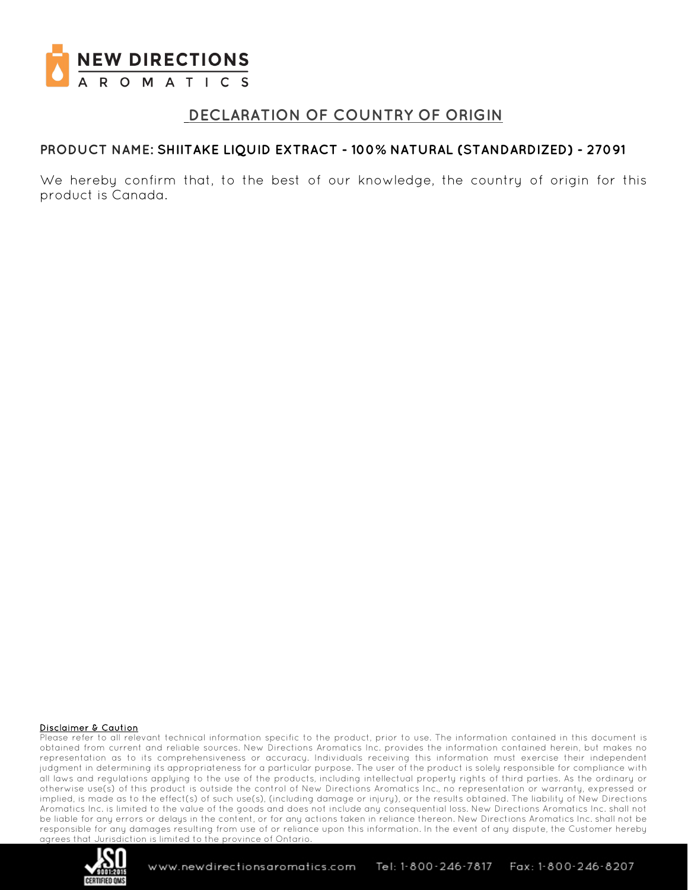# DECLARATION OF COUNTRY OF ORIGIN

**PRODUCT NAME: SHIITAKE LIQUID EXTRACT - 100% NATURAL (STANDARDIZED) - 27091**

We hereby confirm that, to the best of our knowledge, the country of origin for this product is Canada.

**Disclaimer & Caution**

Please refer to all relevant technical information specific to the product, prior to use. The information contained in this document is obtained from current and reliable sources. New Directions Aromatics Inc. provides the information contained herein, but makes no representation as to its comprehensiveness or accuracy. Individuals receiving this information must exercise their independent judgment in determining its appropriateness for a particular purpose. The user of the product is solely responsible for compliance with all laws and regulations applying to the use of the products, including intellectual property rights of third parties. As the ordinary or otherwise use(s) of this product is outside the control of New Directions Aromatics Inc., no representation or warranty, expressed or implied, is made as to the effect(s) of such use(s), (including damage or injury), or the results obtained. The liability of New Directions Aromatics Inc. is limited to the value of the goods and does not include any consequential loss. New Directions Aromatics Inc. shall not be liable for any errors or delays in the content, or for any actions taken in reliance thereon. New Directions Aromatics Inc. shall not be responsible for any damages resulting from use of or reliance upon this information. In the event of any dispute, the Customer hereby agrees that Jurisdiction is limited to the province of Ontario.